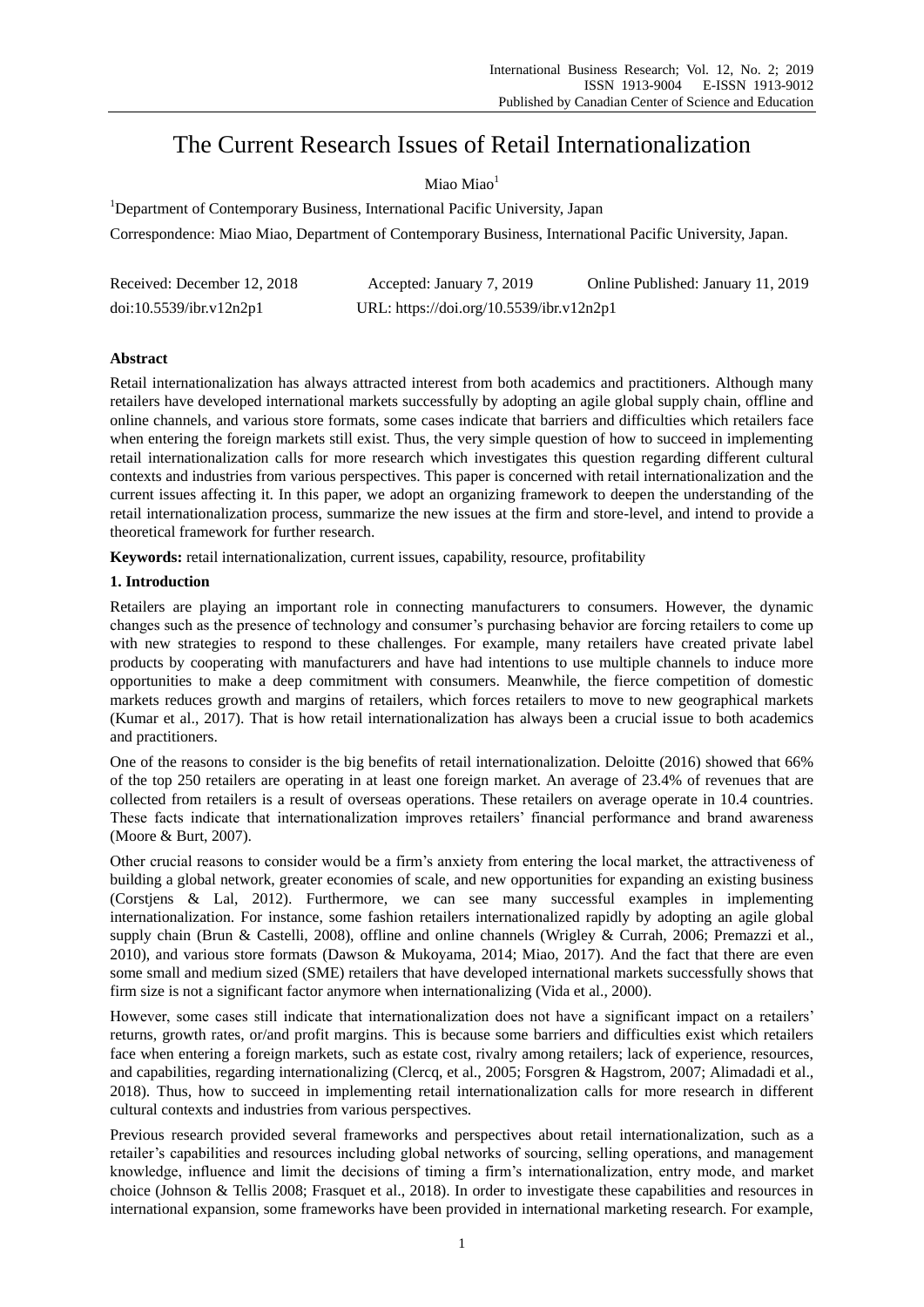# The Current Research Issues of Retail Internationalization

Miao Miao[1]

[1]Department of Contemporary Business, International Pacific University, Japan

Correspondence: Miao Miao, Department of Contemporary Business, International Pacific University, Japan.

Received: December 12, 2018 Accepted: January 7, 2019 Online Published: January 11, 2019

doi:10.5539/ibr.v12n2p1 URL: https://doi.org/10.5539/ibr.v12n2p1

## Abstract

Retail internationalization has always attracted interest from both academics and practitioners. Although many retailers have developed international markets successfully by adopting an agile global supply chain, offline and online channels, and various store formats, some cases indicate that barriers and difficulties which retailers face when entering the foreign markets still exist. Thus, the very simple question of how to succeed in implementing retail internationalization calls for more research which investigates this question regarding different cultural contexts and industries from various perspectives. This paper is concerned with retail internationalization and the current issues affecting it. In this paper, we adopt an organizing framework to deepen the understanding of the retail internationalization process, summarize the new issues at the firm and store-level, and intend to provide a theoretical framework for further research.

**Keywords:** retail internationalization, current issues, capability, resource, profitability

## 1. Introduction

Retailers are playing an important role in connecting manufacturers to consumers. However, the dynamic changes such as the presence of technology and consumer's purchasing behavior are forcing retailers to come up with new strategies to respond to these challenges. For example, many retailers have created private label products by cooperating with manufacturers and have had intentions to use multiple channels to induce more opportunities to make a deep commitment with consumers. Meanwhile, the fierce competition of domestic markets reduces growth and margins of retailers, which forces retailers to move to new geographical markets (Kumar et al., 2017). That is how retail internationalization has always been a crucial issue to both academics and practitioners.

One of the reasons to consider is the big benefits of retail internationalization. Deloitte (2016) showed that 66% of the top 250 retailers are operating in at least one foreign market. An average of 23.4% of revenues that are collected from retailers is a result of overseas operations. These retailers on average operate in 10.4 countries. These facts indicate that internationalization improves retailers' financial performance and brand awareness (Moore & Burt, 2007).

Other crucial reasons to consider would be a firm's anxiety from entering the local market, the attractiveness of building a global network, greater economies of scale, and new opportunities for expanding an existing business (Corstjens & Lal, 2012). Furthermore, we can see many successful examples in implementing internationalization. For instance, some fashion retailers internationalized rapidly by adopting an agile global supply chain (Brun & Castelli, 2008), offline and online channels (Wrigley & Currah, 2006; Premazzi et al., 2010), and various store formats (Dawson & Mukoyama, 2014; Miao, 2017). And the fact that there are even some small and medium sized (SME) retailers that have developed international markets successfully shows that firm size is not a significant factor anymore when internationalizing (Vida et al., 2000).

However, some cases still indicate that internationalization does not have a significant impact on a retailers' returns, growth rates, or/and profit margins. This is because some barriers and difficulties exist which retailers face when entering a foreign markets, such as estate cost, rivalry among retailers; lack of experience, resources, and capabilities, regarding internationalizing (Clercq, et al., 2005; Forsgren & Hagstrom, 2007; Alimadadi et al., 2018). Thus, how to succeed in implementing retail internationalization calls for more research in different cultural contexts and industries from various perspectives.

Previous research provided several frameworks and perspectives about retail internationalization, such as a retailer's capabilities and resources including global networks of sourcing, selling operations, and management knowledge, influence and limit the decisions of timing a firm's internationalization, entry mode, and market choice (Johnson & Tellis 2008; Frasquet et al., 2018). In order to investigate these capabilities and resources in international expansion, some frameworks have been provided in international marketing research. For example,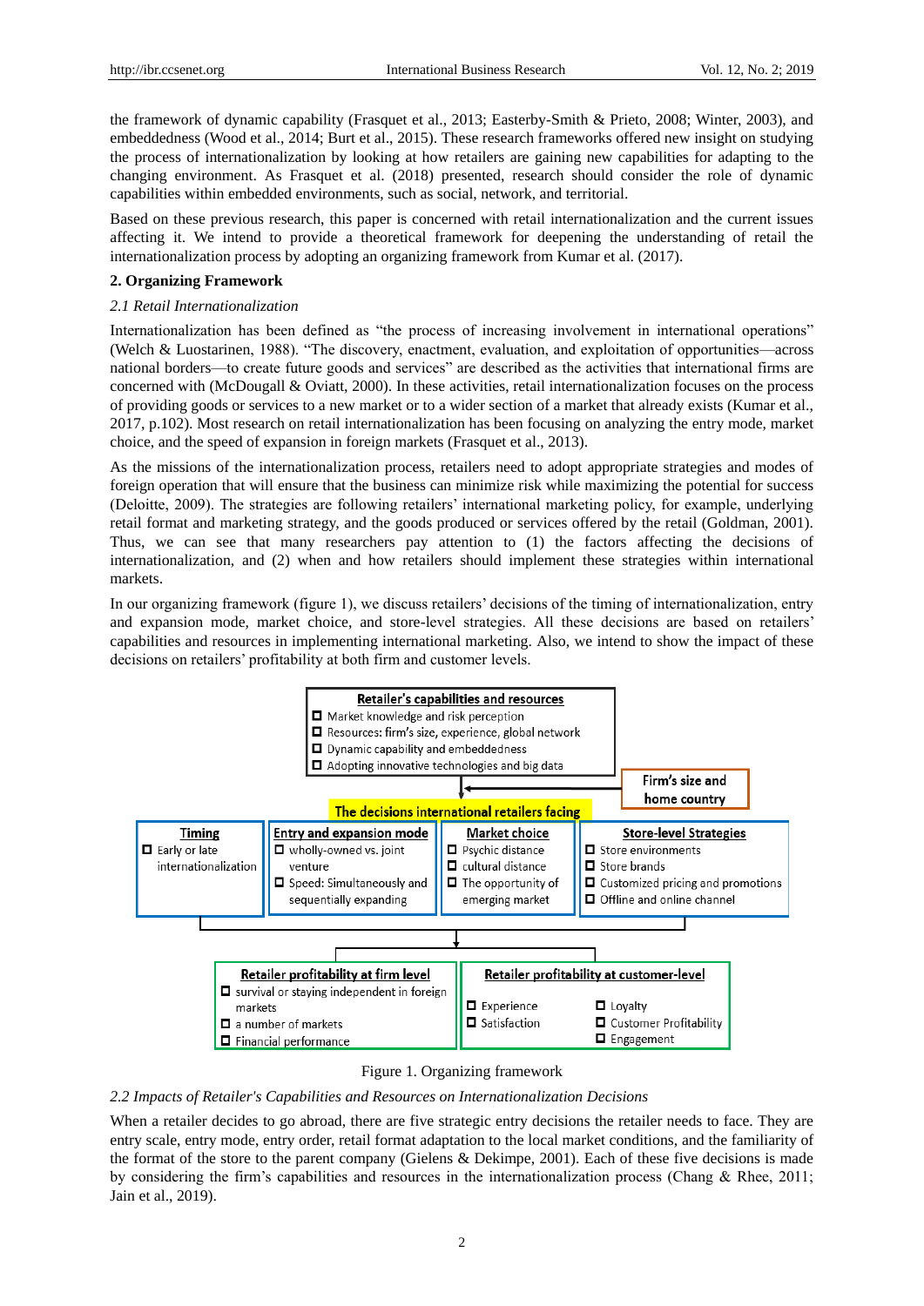the framework of dynamic capability (Frasquet et al., 2013; Easterby-Smith & Prieto, 2008; Winter, 2003), and embeddedness (Wood et al., 2014; Burt et al., 2015). These research frameworks offered new insight on studying the process of internationalization by looking at how retailers are gaining new capabilities for adapting to the changing environment. As Frasquet et al. (2018) presented, research should consider the role of dynamic capabilities within embedded environments, such as social, network, and territorial.

Based on these previous research, this paper is concerned with retail internationalization and the current issues affecting it. We intend to provide a theoretical framework for deepening the understanding of retail the internationalization process by adopting an organizing framework from Kumar et al. (2017).

## 2. Organizing Framework

### *2.1 Retail Internationalization*

Internationalization has been defined as "the process of increasing involvement in international operations" (Welch & Luostarinen, 1988). "The discovery, enactment, evaluation, and exploitation of opportunities—across national borders—to create future goods and services" are described as the activities that international firms are concerned with (McDougall & Oviatt, 2000). In these activities, retail internationalization focuses on the process of providing goods or services to a new market or to a wider section of a market that already exists (Kumar et al., 2017, p.102). Most research on retail internationalization has been focusing on analyzing the entry mode, market choice, and the speed of expansion in foreign markets (Frasquet et al., 2013).

As the missions of the internationalization process, retailers need to adopt appropriate strategies and modes of foreign operation that will ensure that the business can minimize risk while maximizing the potential for success (Deloitte, 2009). The strategies are following retailers' international marketing policy, for example, underlying retail format and marketing strategy, and the goods produced or services offered by the retail (Goldman, 2001). Thus, we can see that many researchers pay attention to (1) the factors affecting the decisions of internationalization, and (2) when and how retailers should implement these strategies within international markets.

In our organizing framework (figure 1), we discuss retailers' decisions of the timing of internationalization, entry and expansion mode, market choice, and store-level strategies. All these decisions are based on retailers' capabilities and resources in implementing international marketing. Also, we intend to show the impact of these decisions on retailers' profitability at both firm and customer levels.

**Retailer's capabilities and resources**
- Market knowledge and risk perception
- Resources: firm's size, experience, global network
- Dynamic capability and embeddedness
- Adopting innovative technologies and big data

**Firm's size and home country**

**The decisions international retailers facing**

| Timing | Entry and expansion mode | Market choice | Store-level Strategies |
|---|---|---|---|
| Early or late internationalization | wholly-owned vs. joint venture; Speed: Simultaneously and sequentially expanding | Psychic distance; cultural distance; The opportunity of emerging market | Store environments; Store brands; Customized pricing and promotions; Offline and online channel |

| Retailer profitability at firm level | Retailer profitability at customer-level |
|---|---|
| survival or staying independent in foreign markets; a number of markets; Financial performance | Experience; Satisfaction; Loyalty; Customer Profitability; Engagement |

Figure 1. Organizing framework

### *2.2 Impacts of Retailer's Capabilities and Resources on Internationalization Decisions*

When a retailer decides to go abroad, there are five strategic entry decisions the retailer needs to face. They are entry scale, entry mode, entry order, retail format adaptation to the local market conditions, and the familiarity of the format of the store to the parent company (Gielens & Dekimpe, 2001). Each of these five decisions is made by considering the firm's capabilities and resources in the internationalization process (Chang & Rhee, 2011; Jain et al., 2019).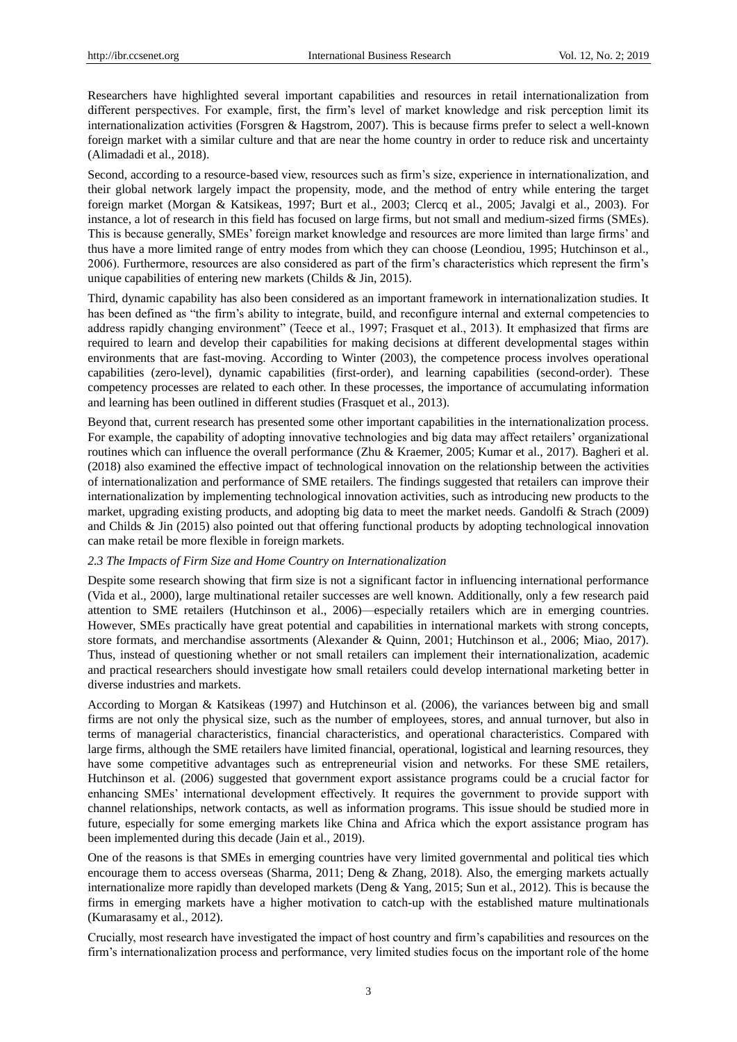Researchers have highlighted several important capabilities and resources in retail internationalization from different perspectives. For example, first, the firm's level of market knowledge and risk perception limit its internationalization activities (Forsgren & Hagstrom, 2007). This is because firms prefer to select a well-known foreign market with a similar culture and that are near the home country in order to reduce risk and uncertainty (Alimadadi et al., 2018).

Second, according to a resource-based view, resources such as firm's size, experience in internationalization, and their global network largely impact the propensity, mode, and the method of entry while entering the target foreign market (Morgan & Katsikeas, 1997; Burt et al., 2003; Clercq et al., 2005; Javalgi et al., 2003). For instance, a lot of research in this field has focused on large firms, but not small and medium-sized firms (SMEs). This is because generally, SMEs' foreign market knowledge and resources are more limited than large firms' and thus have a more limited range of entry modes from which they can choose (Leondiou, 1995; Hutchinson et al., 2006). Furthermore, resources are also considered as part of the firm's characteristics which represent the firm's unique capabilities of entering new markets (Childs & Jin, 2015).

Third, dynamic capability has also been considered as an important framework in internationalization studies. It has been defined as "the firm's ability to integrate, build, and reconfigure internal and external competencies to address rapidly changing environment" (Teece et al., 1997; Frasquet et al., 2013). It emphasized that firms are required to learn and develop their capabilities for making decisions at different developmental stages within environments that are fast-moving. According to Winter (2003), the competence process involves operational capabilities (zero-level), dynamic capabilities (first-order), and learning capabilities (second-order). These competency processes are related to each other. In these processes, the importance of accumulating information and learning has been outlined in different studies (Frasquet et al., 2013).

Beyond that, current research has presented some other important capabilities in the internationalization process. For example, the capability of adopting innovative technologies and big data may affect retailers' organizational routines which can influence the overall performance (Zhu & Kraemer, 2005; Kumar et al., 2017). Bagheri et al. (2018) also examined the effective impact of technological innovation on the relationship between the activities of internationalization and performance of SME retailers. The findings suggested that retailers can improve their internationalization by implementing technological innovation activities, such as introducing new products to the market, upgrading existing products, and adopting big data to meet the market needs. Gandolfi & Strach (2009) and Childs & Jin (2015) also pointed out that offering functional products by adopting technological innovation can make retail be more flexible in foreign markets.

### *2.3 The Impacts of Firm Size and Home Country on Internationalization*

Despite some research showing that firm size is not a significant factor in influencing international performance (Vida et al., 2000), large multinational retailer successes are well known. Additionally, only a few research paid attention to SME retailers (Hutchinson et al., 2006)—especially retailers which are in emerging countries. However, SMEs practically have great potential and capabilities in international markets with strong concepts, store formats, and merchandise assortments (Alexander & Quinn, 2001; Hutchinson et al., 2006; Miao, 2017). Thus, instead of questioning whether or not small retailers can implement their internationalization, academic and practical researchers should investigate how small retailers could develop international marketing better in diverse industries and markets.

According to Morgan & Katsikeas (1997) and Hutchinson et al. (2006), the variances between big and small firms are not only the physical size, such as the number of employees, stores, and annual turnover, but also in terms of managerial characteristics, financial characteristics, and operational characteristics. Compared with large firms, although the SME retailers have limited financial, operational, logistical and learning resources, they have some competitive advantages such as entrepreneurial vision and networks. For these SME retailers, Hutchinson et al. (2006) suggested that government export assistance programs could be a crucial factor for enhancing SMEs' international development effectively. It requires the government to provide support with channel relationships, network contacts, as well as information programs. This issue should be studied more in future, especially for some emerging markets like China and Africa which the export assistance program has been implemented during this decade (Jain et al., 2019).

One of the reasons is that SMEs in emerging countries have very limited governmental and political ties which encourage them to access overseas (Sharma, 2011; Deng & Zhang, 2018). Also, the emerging markets actually internationalize more rapidly than developed markets (Deng & Yang, 2015; Sun et al., 2012). This is because the firms in emerging markets have a higher motivation to catch-up with the established mature multinationals (Kumarasamy et al., 2012).

Crucially, most research have investigated the impact of host country and firm's capabilities and resources on the firm's internationalization process and performance, very limited studies focus on the important role of the home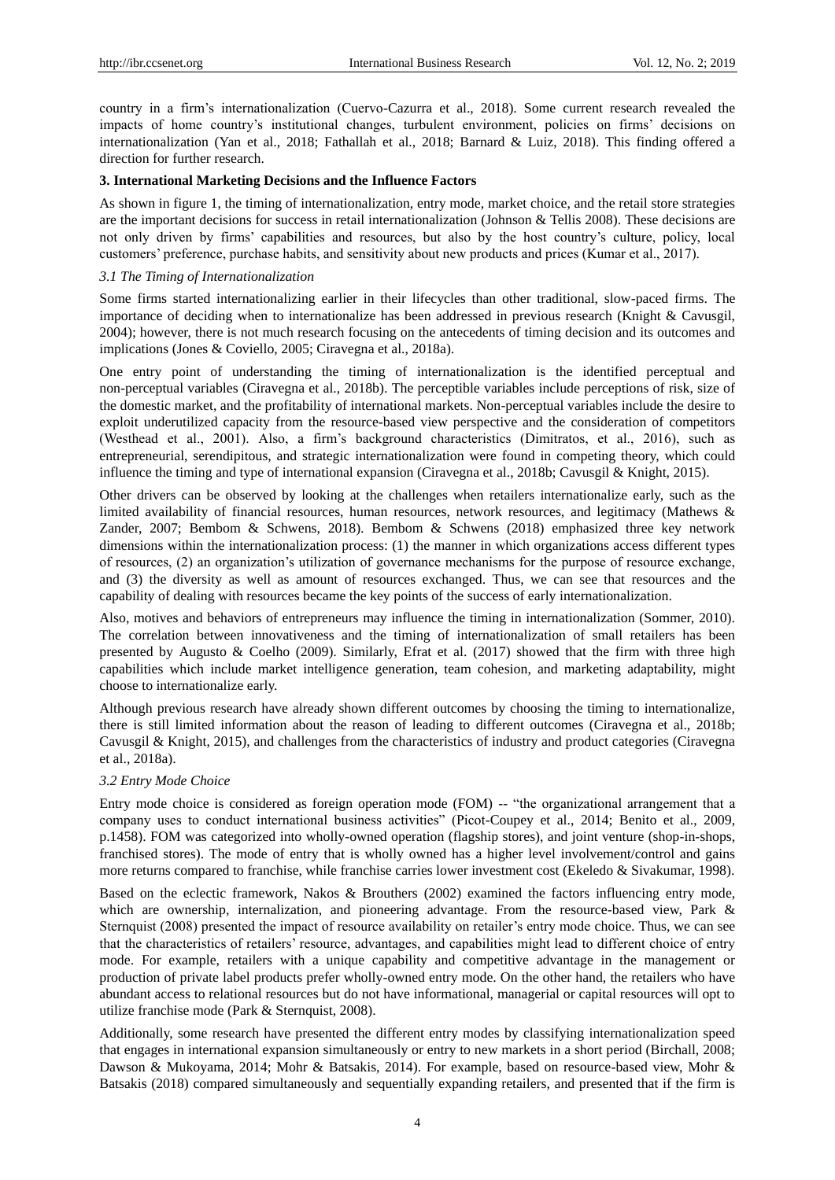country in a firm's internationalization (Cuervo-Cazurra et al., 2018). Some current research revealed the impacts of home country's institutional changes, turbulent environment, policies on firms' decisions on internationalization (Yan et al., 2018; Fathallah et al., 2018; Barnard & Luiz, 2018). This finding offered a direction for further research.

## 3. International Marketing Decisions and the Influence Factors

As shown in figure 1, the timing of internationalization, entry mode, market choice, and the retail store strategies are the important decisions for success in retail internationalization (Johnson & Tellis 2008). These decisions are not only driven by firms' capabilities and resources, but also by the host country's culture, policy, local customers' preference, purchase habits, and sensitivity about new products and prices (Kumar et al., 2017).

### *3.1 The Timing of Internationalization*

Some firms started internationalizing earlier in their lifecycles than other traditional, slow-paced firms. The importance of deciding when to internationalize has been addressed in previous research (Knight & Cavusgil, 2004); however, there is not much research focusing on the antecedents of timing decision and its outcomes and implications (Jones & Coviello, 2005; Ciravegna et al., 2018a).

One entry point of understanding the timing of internationalization is the identified perceptual and non-perceptual variables (Ciravegna et al., 2018b). The perceptible variables include perceptions of risk, size of the domestic market, and the profitability of international markets. Non-perceptual variables include the desire to exploit underutilized capacity from the resource-based view perspective and the consideration of competitors (Westhead et al., 2001). Also, a firm's background characteristics (Dimitratos, et al., 2016), such as entrepreneurial, serendipitous, and strategic internationalization were found in competing theory, which could influence the timing and type of international expansion (Ciravegna et al., 2018b; Cavusgil & Knight, 2015).

Other drivers can be observed by looking at the challenges when retailers internationalize early, such as the limited availability of financial resources, human resources, network resources, and legitimacy (Mathews & Zander, 2007; Bembom & Schwens, 2018). Bembom & Schwens (2018) emphasized three key network dimensions within the internationalization process: (1) the manner in which organizations access different types of resources, (2) an organization's utilization of governance mechanisms for the purpose of resource exchange, and (3) the diversity as well as amount of resources exchanged. Thus, we can see that resources and the capability of dealing with resources became the key points of the success of early internationalization.

Also, motives and behaviors of entrepreneurs may influence the timing in internationalization (Sommer, 2010). The correlation between innovativeness and the timing of internationalization of small retailers has been presented by Augusto & Coelho (2009). Similarly, Efrat et al. (2017) showed that the firm with three high capabilities which include market intelligence generation, team cohesion, and marketing adaptability, might choose to internationalize early.

Although previous research have already shown different outcomes by choosing the timing to internationalize, there is still limited information about the reason of leading to different outcomes (Ciravegna et al., 2018b; Cavusgil & Knight, 2015), and challenges from the characteristics of industry and product categories (Ciravegna et al., 2018a).

### *3.2 Entry Mode Choice*

Entry mode choice is considered as foreign operation mode (FOM) -- "the organizational arrangement that a company uses to conduct international business activities" (Picot-Coupey et al., 2014; Benito et al., 2009, p.1458). FOM was categorized into wholly-owned operation (flagship stores), and joint venture (shop-in-shops, franchised stores). The mode of entry that is wholly owned has a higher level involvement/control and gains more returns compared to franchise, while franchise carries lower investment cost (Ekeledo & Sivakumar, 1998).

Based on the eclectic framework, Nakos & Brouthers (2002) examined the factors influencing entry mode, which are ownership, internalization, and pioneering advantage. From the resource-based view, Park & Sternquist (2008) presented the impact of resource availability on retailer's entry mode choice. Thus, we can see that the characteristics of retailers' resource, advantages, and capabilities might lead to different choice of entry mode. For example, retailers with a unique capability and competitive advantage in the management or production of private label products prefer wholly-owned entry mode. On the other hand, the retailers who have abundant access to relational resources but do not have informational, managerial or capital resources will opt to utilize franchise mode (Park & Sternquist, 2008).

Additionally, some research have presented the different entry modes by classifying internationalization speed that engages in international expansion simultaneously or entry to new markets in a short period (Birchall, 2008; Dawson & Mukoyama, 2014; Mohr & Batsakis, 2014). For example, based on resource-based view, Mohr & Batsakis (2018) compared simultaneously and sequentially expanding retailers, and presented that if the firm is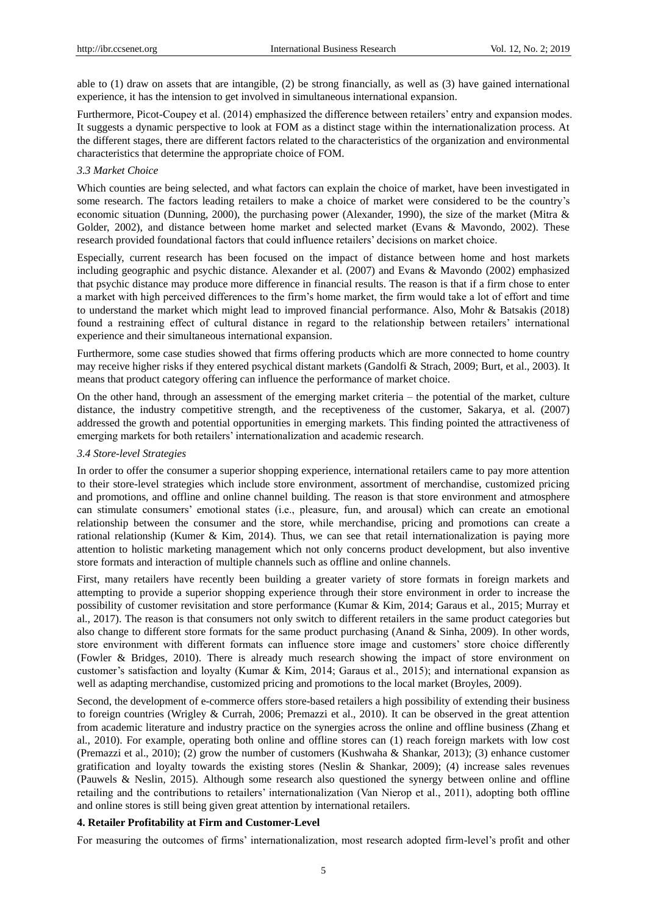able to (1) draw on assets that are intangible, (2) be strong financially, as well as (3) have gained international experience, it has the intension to get involved in simultaneous international expansion.

Furthermore, Picot-Coupey et al. (2014) emphasized the difference between retailers' entry and expansion modes. It suggests a dynamic perspective to look at FOM as a distinct stage within the internationalization process. At the different stages, there are different factors related to the characteristics of the organization and environmental characteristics that determine the appropriate choice of FOM.

### *3.3 Market Choice*

Which counties are being selected, and what factors can explain the choice of market, have been investigated in some research. The factors leading retailers to make a choice of market were considered to be the country's economic situation (Dunning, 2000), the purchasing power (Alexander, 1990), the size of the market (Mitra & Golder, 2002), and distance between home market and selected market (Evans & Mavondo, 2002). These research provided foundational factors that could influence retailers' decisions on market choice.

Especially, current research has been focused on the impact of distance between home and host markets including geographic and psychic distance. Alexander et al. (2007) and Evans & Mavondo (2002) emphasized that psychic distance may produce more difference in financial results. The reason is that if a firm chose to enter a market with high perceived differences to the firm's home market, the firm would take a lot of effort and time to understand the market which might lead to improved financial performance. Also, Mohr & Batsakis (2018) found a restraining effect of cultural distance in regard to the relationship between retailers' international experience and their simultaneous international expansion.

Furthermore, some case studies showed that firms offering products which are more connected to home country may receive higher risks if they entered psychical distant markets (Gandolfi & Strach, 2009; Burt, et al., 2003). It means that product category offering can influence the performance of market choice.

On the other hand, through an assessment of the emerging market criteria – the potential of the market, culture distance, the industry competitive strength, and the receptiveness of the customer, Sakarya, et al. (2007) addressed the growth and potential opportunities in emerging markets. This finding pointed the attractiveness of emerging markets for both retailers' internationalization and academic research.

### *3.4 Store-level Strategies*

In order to offer the consumer a superior shopping experience, international retailers came to pay more attention to their store-level strategies which include store environment, assortment of merchandise, customized pricing and promotions, and offline and online channel building. The reason is that store environment and atmosphere can stimulate consumers' emotional states (i.e., pleasure, fun, and arousal) which can create an emotional relationship between the consumer and the store, while merchandise, pricing and promotions can create a rational relationship (Kumer & Kim, 2014). Thus, we can see that retail internationalization is paying more attention to holistic marketing management which not only concerns product development, but also inventive store formats and interaction of multiple channels such as offline and online channels.

First, many retailers have recently been building a greater variety of store formats in foreign markets and attempting to provide a superior shopping experience through their store environment in order to increase the possibility of customer revisitation and store performance (Kumar & Kim, 2014; Garaus et al., 2015; Murray et al., 2017). The reason is that consumers not only switch to different retailers in the same product categories but also change to different store formats for the same product purchasing (Anand & Sinha, 2009). In other words, store environment with different formats can influence store image and customers' store choice differently (Fowler & Bridges, 2010). There is already much research showing the impact of store environment on customer's satisfaction and loyalty (Kumar & Kim, 2014; Garaus et al., 2015); and international expansion as well as adapting merchandise, customized pricing and promotions to the local market (Broyles, 2009).

Second, the development of e-commerce offers store-based retailers a high possibility of extending their business to foreign countries (Wrigley & Currah, 2006; Premazzi et al., 2010). It can be observed in the great attention from academic literature and industry practice on the synergies across the online and offline business (Zhang et al., 2010). For example, operating both online and offline stores can (1) reach foreign markets with low cost (Premazzi et al., 2010); (2) grow the number of customers (Kushwaha & Shankar, 2013); (3) enhance customer gratification and loyalty towards the existing stores (Neslin & Shankar, 2009); (4) increase sales revenues (Pauwels & Neslin, 2015). Although some research also questioned the synergy between online and offline retailing and the contributions to retailers' internationalization (Van Nierop et al., 2011), adopting both offline and online stores is still being given great attention by international retailers.

## 4. Retailer Profitability at Firm and Customer-Level

For measuring the outcomes of firms' internationalization, most research adopted firm-level's profit and other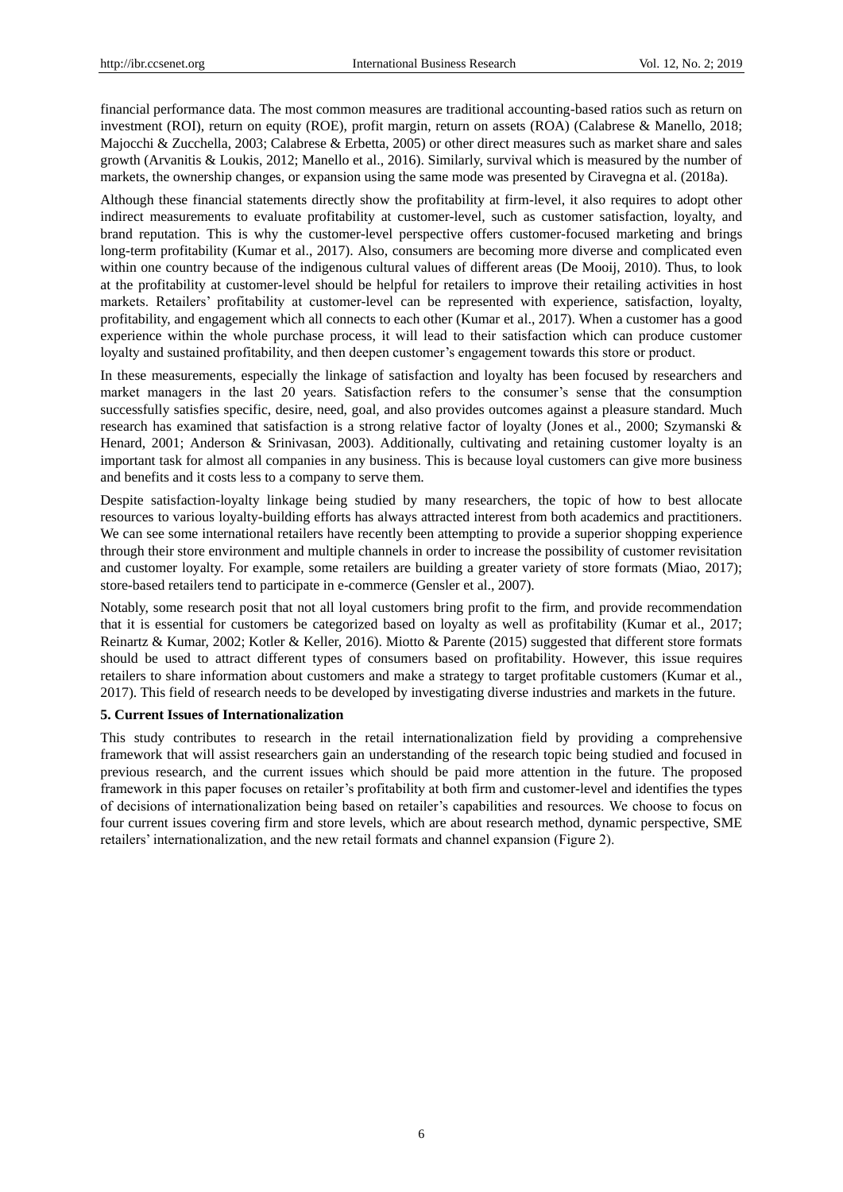financial performance data. The most common measures are traditional accounting-based ratios such as return on investment (ROI), return on equity (ROE), profit margin, return on assets (ROA) (Calabrese & Manello, 2018; Majocchi & Zucchella, 2003; Calabrese & Erbetta, 2005) or other direct measures such as market share and sales growth (Arvanitis & Loukis, 2012; Manello et al., 2016). Similarly, survival which is measured by the number of markets, the ownership changes, or expansion using the same mode was presented by Ciravegna et al. (2018a).

Although these financial statements directly show the profitability at firm-level, it also requires to adopt other indirect measurements to evaluate profitability at customer-level, such as customer satisfaction, loyalty, and brand reputation. This is why the customer-level perspective offers customer-focused marketing and brings long-term profitability (Kumar et al., 2017). Also, consumers are becoming more diverse and complicated even within one country because of the indigenous cultural values of different areas (De Mooij, 2010). Thus, to look at the profitability at customer-level should be helpful for retailers to improve their retailing activities in host markets. Retailers' profitability at customer-level can be represented with experience, satisfaction, loyalty, profitability, and engagement which all connects to each other (Kumar et al., 2017). When a customer has a good experience within the whole purchase process, it will lead to their satisfaction which can produce customer loyalty and sustained profitability, and then deepen customer's engagement towards this store or product.

In these measurements, especially the linkage of satisfaction and loyalty has been focused by researchers and market managers in the last 20 years. Satisfaction refers to the consumer's sense that the consumption successfully satisfies specific, desire, need, goal, and also provides outcomes against a pleasure standard. Much research has examined that satisfaction is a strong relative factor of loyalty (Jones et al., 2000; Szymanski & Henard, 2001; Anderson & Srinivasan, 2003). Additionally, cultivating and retaining customer loyalty is an important task for almost all companies in any business. This is because loyal customers can give more business and benefits and it costs less to a company to serve them.

Despite satisfaction-loyalty linkage being studied by many researchers, the topic of how to best allocate resources to various loyalty-building efforts has always attracted interest from both academics and practitioners. We can see some international retailers have recently been attempting to provide a superior shopping experience through their store environment and multiple channels in order to increase the possibility of customer revisitation and customer loyalty. For example, some retailers are building a greater variety of store formats (Miao, 2017); store-based retailers tend to participate in e-commerce (Gensler et al., 2007).

Notably, some research posit that not all loyal customers bring profit to the firm, and provide recommendation that it is essential for customers be categorized based on loyalty as well as profitability (Kumar et al., 2017; Reinartz & Kumar, 2002; Kotler & Keller, 2016). Miotto & Parente (2015) suggested that different store formats should be used to attract different types of consumers based on profitability. However, this issue requires retailers to share information about customers and make a strategy to target profitable customers (Kumar et al., 2017). This field of research needs to be developed by investigating diverse industries and markets in the future.

## 5. Current Issues of Internationalization

This study contributes to research in the retail internationalization field by providing a comprehensive framework that will assist researchers gain an understanding of the research topic being studied and focused in previous research, and the current issues which should be paid more attention in the future. The proposed framework in this paper focuses on retailer's profitability at both firm and customer-level and identifies the types of decisions of internationalization being based on retailer's capabilities and resources. We choose to focus on four current issues covering firm and store levels, which are about research method, dynamic perspective, SME retailers' internationalization, and the new retail formats and channel expansion (Figure 2).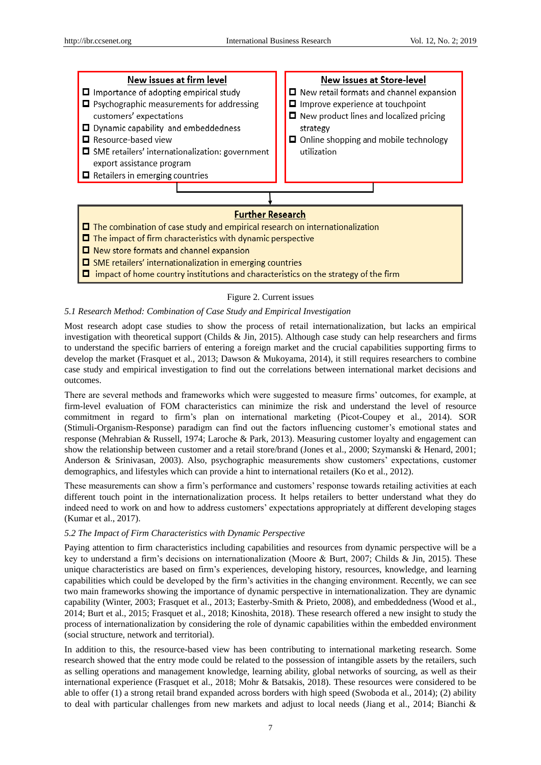**New issues at firm level**

- Importance of adopting empirical study
- Psychographic measurements for addressing customers' expectations
- Dynamic capability and embeddedness
- Resource-based view
- SME retailers' internationalization: government export assistance program
- Retailers in emerging countries

**New issues at Store-level**

- New retail formats and channel expansion
- Improve experience at touchpoint
- New product lines and localized pricing strategy
- Online shopping and mobile technology utilization

**Further Research**

- The combination of case study and empirical research on internationalization
- The impact of firm characteristics with dynamic perspective
- New store formats and channel expansion
- SME retailers' internationalization in emerging countries
- impact of home country institutions and characteristics on the strategy of the firm

Figure 2. Current issues

### *5.1 Research Method: Combination of Case Study and Empirical Investigation*

Most research adopt case studies to show the process of retail internationalization, but lacks an empirical investigation with theoretical support (Childs & Jin, 2015). Although case study can help researchers and firms to understand the specific barriers of entering a foreign market and the crucial capabilities supporting firms to develop the market (Frasquet et al., 2013; Dawson & Mukoyama, 2014), it still requires researchers to combine case study and empirical investigation to find out the correlations between international market decisions and outcomes.

There are several methods and frameworks which were suggested to measure firms' outcomes, for example, at firm-level evaluation of FOM characteristics can minimize the risk and understand the level of resource commitment in regard to firm's plan on international marketing (Picot-Coupey et al., 2014). SOR (Stimuli-Organism-Response) paradigm can find out the factors influencing customer's emotional states and response (Mehrabian & Russell, 1974; Laroche & Park, 2013). Measuring customer loyalty and engagement can show the relationship between customer and a retail store/brand (Jones et al., 2000; Szymanski & Henard, 2001; Anderson & Srinivasan, 2003). Also, psychographic measurements show customers' expectations, customer demographics, and lifestyles which can provide a hint to international retailers (Ko et al., 2012).

These measurements can show a firm's performance and customers' response towards retailing activities at each different touch point in the internationalization process. It helps retailers to better understand what they do indeed need to work on and how to address customers' expectations appropriately at different developing stages (Kumar et al., 2017).

### *5.2 The Impact of Firm Characteristics with Dynamic Perspective*

Paying attention to firm characteristics including capabilities and resources from dynamic perspective will be a key to understand a firm's decisions on internationalization (Moore & Burt, 2007; Childs & Jin, 2015). These unique characteristics are based on firm's experiences, developing history, resources, knowledge, and learning capabilities which could be developed by the firm's activities in the changing environment. Recently, we can see two main frameworks showing the importance of dynamic perspective in internationalization. They are dynamic capability (Winter, 2003; Frasquet et al., 2013; Easterby-Smith & Prieto, 2008), and embeddedness (Wood et al., 2014; Burt et al., 2015; Frasquet et al., 2018; Kinoshita, 2018). These research offered a new insight to study the process of internationalization by considering the role of dynamic capabilities within the embedded environment (social structure, network and territorial).

In addition to this, the resource-based view has been contributing to international marketing research. Some research showed that the entry mode could be related to the possession of intangible assets by the retailers, such as selling operations and management knowledge, learning ability, global networks of sourcing, as well as their international experience (Frasquet et al., 2018; Mohr & Batsakis, 2018). These resources were considered to be able to offer (1) a strong retail brand expanded across borders with high speed (Swoboda et al., 2014); (2) ability to deal with particular challenges from new markets and adjust to local needs (Jiang et al., 2014; Bianchi &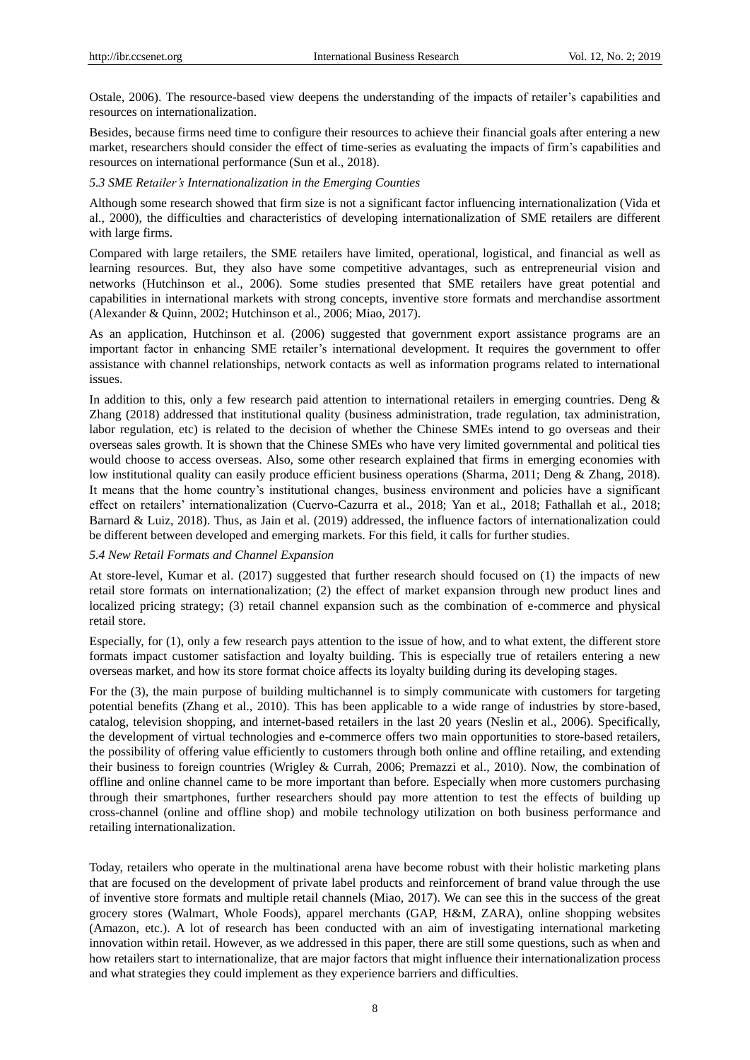Ostale, 2006). The resource-based view deepens the understanding of the impacts of retailer's capabilities and resources on internationalization.

Besides, because firms need time to configure their resources to achieve their financial goals after entering a new market, researchers should consider the effect of time-series as evaluating the impacts of firm's capabilities and resources on international performance (Sun et al., 2018).

### *5.3 SME Retailer's Internationalization in the Emerging Counties*

Although some research showed that firm size is not a significant factor influencing internationalization (Vida et al., 2000), the difficulties and characteristics of developing internationalization of SME retailers are different with large firms.

Compared with large retailers, the SME retailers have limited, operational, logistical, and financial as well as learning resources. But, they also have some competitive advantages, such as entrepreneurial vision and networks (Hutchinson et al., 2006). Some studies presented that SME retailers have great potential and capabilities in international markets with strong concepts, inventive store formats and merchandise assortment (Alexander & Quinn, 2002; Hutchinson et al., 2006; Miao, 2017).

As an application, Hutchinson et al. (2006) suggested that government export assistance programs are an important factor in enhancing SME retailer's international development. It requires the government to offer assistance with channel relationships, network contacts as well as information programs related to international issues.

In addition to this, only a few research paid attention to international retailers in emerging countries. Deng & Zhang (2018) addressed that institutional quality (business administration, trade regulation, tax administration, labor regulation, etc) is related to the decision of whether the Chinese SMEs intend to go overseas and their overseas sales growth. It is shown that the Chinese SMEs who have very limited governmental and political ties would choose to access overseas. Also, some other research explained that firms in emerging economies with low institutional quality can easily produce efficient business operations (Sharma, 2011; Deng & Zhang, 2018). It means that the home country's institutional changes, business environment and policies have a significant effect on retailers' internationalization (Cuervo-Cazurra et al., 2018; Yan et al., 2018; Fathallah et al., 2018; Barnard & Luiz, 2018). Thus, as Jain et al. (2019) addressed, the influence factors of internationalization could be different between developed and emerging markets. For this field, it calls for further studies.

### *5.4 New Retail Formats and Channel Expansion*

At store-level, Kumar et al. (2017) suggested that further research should focused on (1) the impacts of new retail store formats on internationalization; (2) the effect of market expansion through new product lines and localized pricing strategy; (3) retail channel expansion such as the combination of e-commerce and physical retail store.

Especially, for (1), only a few research pays attention to the issue of how, and to what extent, the different store formats impact customer satisfaction and loyalty building. This is especially true of retailers entering a new overseas market, and how its store format choice affects its loyalty building during its developing stages.

For the (3), the main purpose of building multichannel is to simply communicate with customers for targeting potential benefits (Zhang et al., 2010). This has been applicable to a wide range of industries by store-based, catalog, television shopping, and internet-based retailers in the last 20 years (Neslin et al., 2006). Specifically, the development of virtual technologies and e-commerce offers two main opportunities to store-based retailers, the possibility of offering value efficiently to customers through both online and offline retailing, and extending their business to foreign countries (Wrigley & Currah, 2006; Premazzi et al., 2010). Now, the combination of offline and online channel came to be more important than before. Especially when more customers purchasing through their smartphones, further researchers should pay more attention to test the effects of building up cross-channel (online and offline shop) and mobile technology utilization on both business performance and retailing internationalization.

Today, retailers who operate in the multinational arena have become robust with their holistic marketing plans that are focused on the development of private label products and reinforcement of brand value through the use of inventive store formats and multiple retail channels (Miao, 2017). We can see this in the success of the great grocery stores (Walmart, Whole Foods), apparel merchants (GAP, H&M, ZARA), online shopping websites (Amazon, etc.). A lot of research has been conducted with an aim of investigating international marketing innovation within retail. However, as we addressed in this paper, there are still some questions, such as when and how retailers start to internationalize, that are major factors that might influence their internationalization process and what strategies they could implement as they experience barriers and difficulties.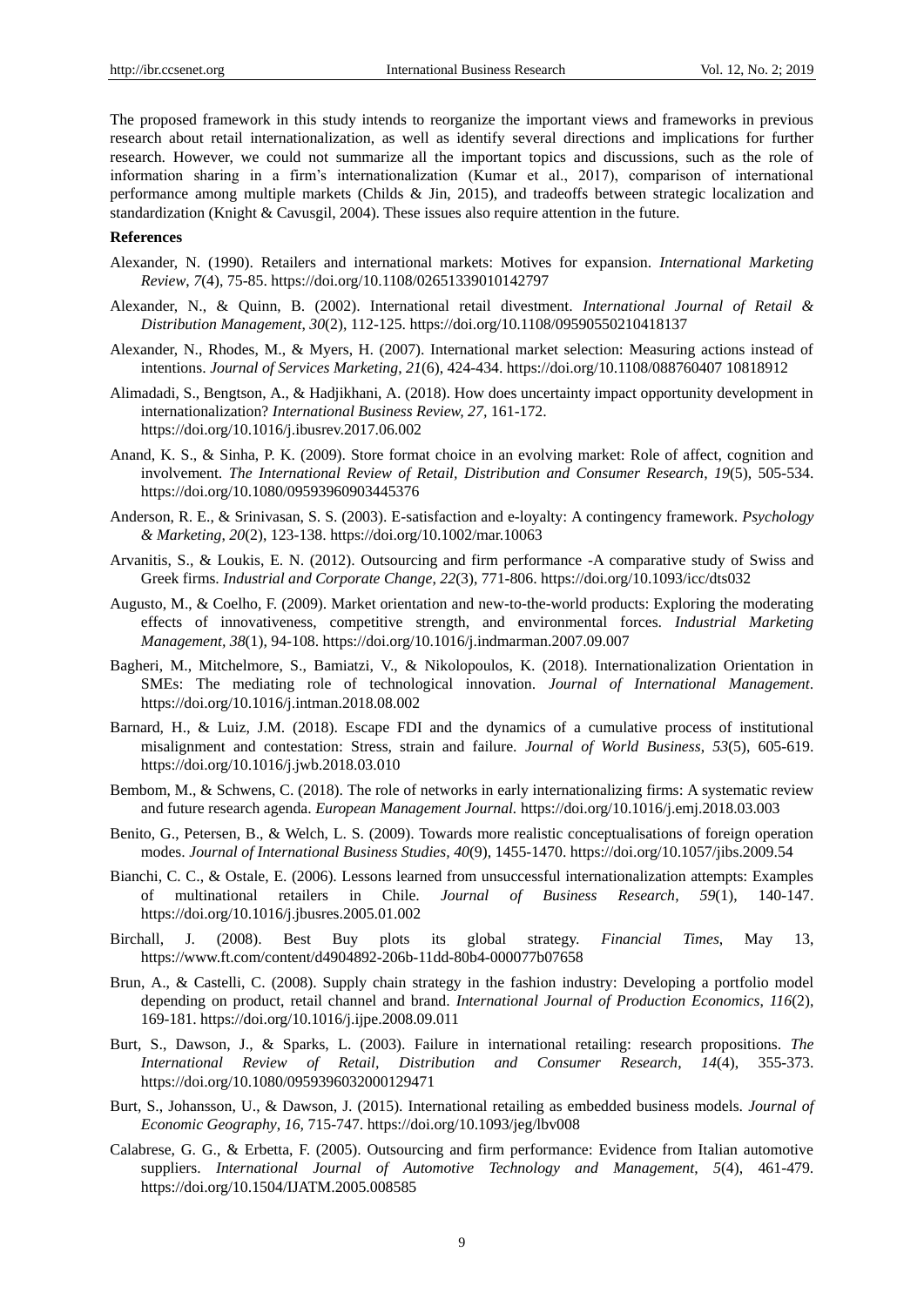The proposed framework in this study intends to reorganize the important views and frameworks in previous research about retail internationalization, as well as identify several directions and implications for further research. However, we could not summarize all the important topics and discussions, such as the role of information sharing in a firm's internationalization (Kumar et al., 2017), comparison of international performance among multiple markets (Childs & Jin, 2015), and tradeoffs between strategic localization and standardization (Knight & Cavusgil, 2004). These issues also require attention in the future.

**References**

Alexander, N. (1990). Retailers and international markets: Motives for expansion. *International Marketing Review*, *7*(4), 75-85. https://doi.org/10.1108/02651339010142797

Alexander, N., & Quinn, B. (2002). International retail divestment. *International Journal of Retail & Distribution Management*, *30*(2), 112-125. https://doi.org/10.1108/09590550210418137

Alexander, N., Rhodes, M., & Myers, H. (2007). International market selection: Measuring actions instead of intentions. *Journal of Services Marketing*, *21*(6), 424-434. https://doi.org/10.1108/088760407 10818912

Alimadadi, S., Bengtson, A., & Hadjikhani, A. (2018). How does uncertainty impact opportunity development in internationalization? *International Business Review, 27*, 161-172. https://doi.org/10.1016/j.ibusrev.2017.06.002

Anand, K. S., & Sinha, P. K. (2009). Store format choice in an evolving market: Role of affect, cognition and involvement. *The International Review of Retail, Distribution and Consumer Research*, *19*(5), 505-534. https://doi.org/10.1080/09593960903445376

Anderson, R. E., & Srinivasan, S. S. (2003). E-satisfaction and e-loyalty: A contingency framework. *Psychology & Marketing*, *20*(2), 123-138. https://doi.org/10.1002/mar.10063

Arvanitis, S., & Loukis, E. N. (2012). Outsourcing and firm performance -A comparative study of Swiss and Greek firms. *Industrial and Corporate Change*, *22*(3), 771-806. https://doi.org/10.1093/icc/dts032

Augusto, M., & Coelho, F. (2009). Market orientation and new-to-the-world products: Exploring the moderating effects of innovativeness, competitive strength, and environmental forces. *Industrial Marketing Management*, *38*(1), 94-108. https://doi.org/10.1016/j.indmarman.2007.09.007

Bagheri, M., Mitchelmore, S., Bamiatzi, V., & Nikolopoulos, K. (2018). Internationalization Orientation in SMEs: The mediating role of technological innovation. *Journal of International Management*. https://doi.org/10.1016/j.intman.2018.08.002

Barnard, H., & Luiz, J.M. (2018). Escape FDI and the dynamics of a cumulative process of institutional misalignment and contestation: Stress, strain and failure. *Journal of World Business*, *53*(5), 605-619. https://doi.org/10.1016/j.jwb.2018.03.010

Bembom, M., & Schwens, C. (2018). The role of networks in early internationalizing firms: A systematic review and future research agenda. *European Management Journal.* https://doi.org/10.1016/j.emj.2018.03.003

Benito, G., Petersen, B., & Welch, L. S. (2009). Towards more realistic conceptualisations of foreign operation modes. *Journal of International Business Studies, 40*(9), 1455-1470. https://doi.org/10.1057/jibs.2009.54

Bianchi, C. C., & Ostale, E. (2006). Lessons learned from unsuccessful internationalization attempts: Examples of multinational retailers in Chile. *Journal of Business Research*, *59*(1), 140-147. https://doi.org/10.1016/j.jbusres.2005.01.002

Birchall, J. (2008). Best Buy plots its global strategy. *Financial Times*, May 13, https://www.ft.com/content/d4904892-206b-11dd-80b4-000077b07658

Brun, A., & Castelli, C. (2008). Supply chain strategy in the fashion industry: Developing a portfolio model depending on product, retail channel and brand. *International Journal of Production Economics*, *116*(2), 169-181. https://doi.org/10.1016/j.ijpe.2008.09.011

Burt, S., Dawson, J., & Sparks, L. (2003). Failure in international retailing: research propositions. *The International Review of Retail, Distribution and Consumer Research*, *14*(4), 355-373. https://doi.org/10.1080/0959396032000129471

Burt, S., Johansson, U., & Dawson, J. (2015). International retailing as embedded business models. *Journal of Economic Geography*, *16*, 715-747. https://doi.org/10.1093/jeg/lbv008

Calabrese, G. G., & Erbetta, F. (2005). Outsourcing and firm performance: Evidence from Italian automotive suppliers. *International Journal of Automotive Technology and Management*, *5*(4), 461-479. https://doi.org/10.1504/IJATM.2005.008585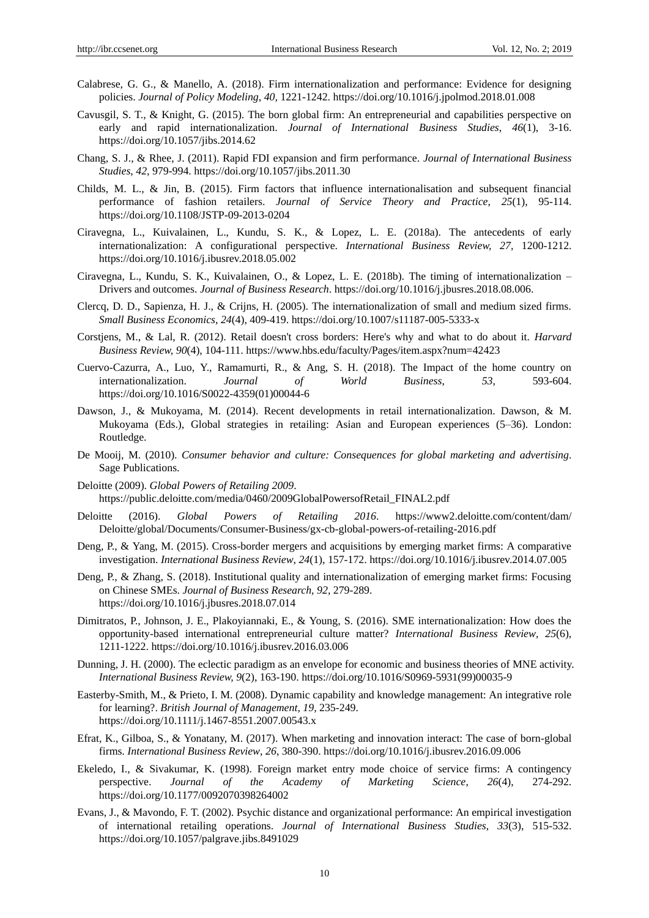Calabrese, G. G., & Manello, A. (2018). Firm internationalization and performance: Evidence for designing policies. *Journal of Policy Modeling, 40,* 1221-1242. https://doi.org/10.1016/j.jpolmod.2018.01.008

Cavusgil, S. T., & Knight, G. (2015). The born global firm: An entrepreneurial and capabilities perspective on early and rapid internationalization. *Journal of International Business Studies*, *46*(1), 3-16. https://doi.org/10.1057/jibs.2014.62

Chang, S. J., & Rhee, J. (2011). Rapid FDI expansion and firm performance. *Journal of International Business Studies*, *42*, 979-994. https://doi.org/10.1057/jibs.2011.30

Childs, M. L., & Jin, B. (2015). Firm factors that influence internationalisation and subsequent financial performance of fashion retailers. *Journal of Service Theory and Practice*, *25*(1), 95-114. https://doi.org/10.1108/JSTP-09-2013-0204

Ciravegna, L., Kuivalainen, L., Kundu, S. K., & Lopez, L. E. (2018a). The antecedents of early internationalization: A configurational perspective. *International Business Review, 27,* 1200-1212. https://doi.org/10.1016/j.ibusrev.2018.05.002

Ciravegna, L., Kundu, S. K., Kuivalainen, O., & Lopez, L. E. (2018b). The timing of internationalization – Drivers and outcomes. *Journal of Business Research*. https://doi.org/10.1016/j.jbusres.2018.08.006.

Clercq, D. D., Sapienza, H. J., & Crijns, H. (2005). The internationalization of small and medium sized firms. *Small Business Economics*, *24*(4), 409-419. https://doi.org/10.1007/s11187-005-5333-x

Corstjens, M., & Lal, R. (2012). Retail doesn't cross borders: Here's why and what to do about it. *Harvard Business Review, 90*(4), 104-111. https://www.hbs.edu/faculty/Pages/item.aspx?num=42423

Cuervo-Cazurra, A., Luo, Y., Ramamurti, R., & Ang, S. H. (2018). The Impact of the home country on internationalization. *Journal of World Business*, *53*, 593-604. https://doi.org/10.1016/S0022-4359(01)00044-6

Dawson, J., & Mukoyama, M. (2014). Recent developments in retail internationalization. Dawson, & M. Mukoyama (Eds.), Global strategies in retailing: Asian and European experiences (5–36). London: Routledge.

De Mooij, M. (2010). *Consumer behavior and culture: Consequences for global marketing and advertising*. Sage Publications.

Deloitte (2009). *Global Powers of Retailing 2009*. https://public.deloitte.com/media/0460/2009GlobalPowersofRetail_FINAL2.pdf

Deloitte (2016). *Global Powers of Retailing 2016*. https://www2.deloitte.com/content/dam/Deloitte/global/Documents/Consumer-Business/gx-cb-global-powers-of-retailing-2016.pdf

Deng, P., & Yang, M. (2015). Cross-border mergers and acquisitions by emerging market firms: A comparative investigation. *International Business Review*, *24*(1), 157-172. https://doi.org/10.1016/j.ibusrev.2014.07.005

Deng, P., & Zhang, S. (2018). Institutional quality and internationalization of emerging market firms: Focusing on Chinese SMEs. *Journal of Business Research*, *92*, 279-289. https://doi.org/10.1016/j.jbusres.2018.07.014

Dimitratos, P., Johnson, J. E., Plakoyiannaki, E., & Young, S. (2016). SME internationalization: How does the opportunity-based international entrepreneurial culture matter? *International Business Review*, *25*(6), 1211-1222. https://doi.org/10.1016/j.ibusrev.2016.03.006

Dunning, J. H. (2000). The eclectic paradigm as an envelope for economic and business theories of MNE activity. *International Business Review, 9*(2), 163-190. https://doi.org/10.1016/S0969-5931(99)00035-9

Easterby-Smith, M., & Prieto, I. M. (2008). Dynamic capability and knowledge management: An integrative role for learning?. *British Journal of Management*, *19*, 235-249. https://doi.org/10.1111/j.1467-8551.2007.00543.x

Efrat, K., Gilboa, S., & Yonatany, M. (2017). When marketing and innovation interact: The case of born-global firms. *International Business Review*, *26*, 380-390. https://doi.org/10.1016/j.ibusrev.2016.09.006

Ekeledo, I., & Sivakumar, K. (1998). Foreign market entry mode choice of service firms: A contingency perspective. *Journal of the Academy of Marketing Science*, *26*(4), 274-292. https://doi.org/10.1177/0092070398264002

Evans, J., & Mavondo, F. T. (2002). Psychic distance and organizational performance: An empirical investigation of international retailing operations. *Journal of International Business Studies, 33*(3), 515-532. https://doi.org/10.1057/palgrave.jibs.8491029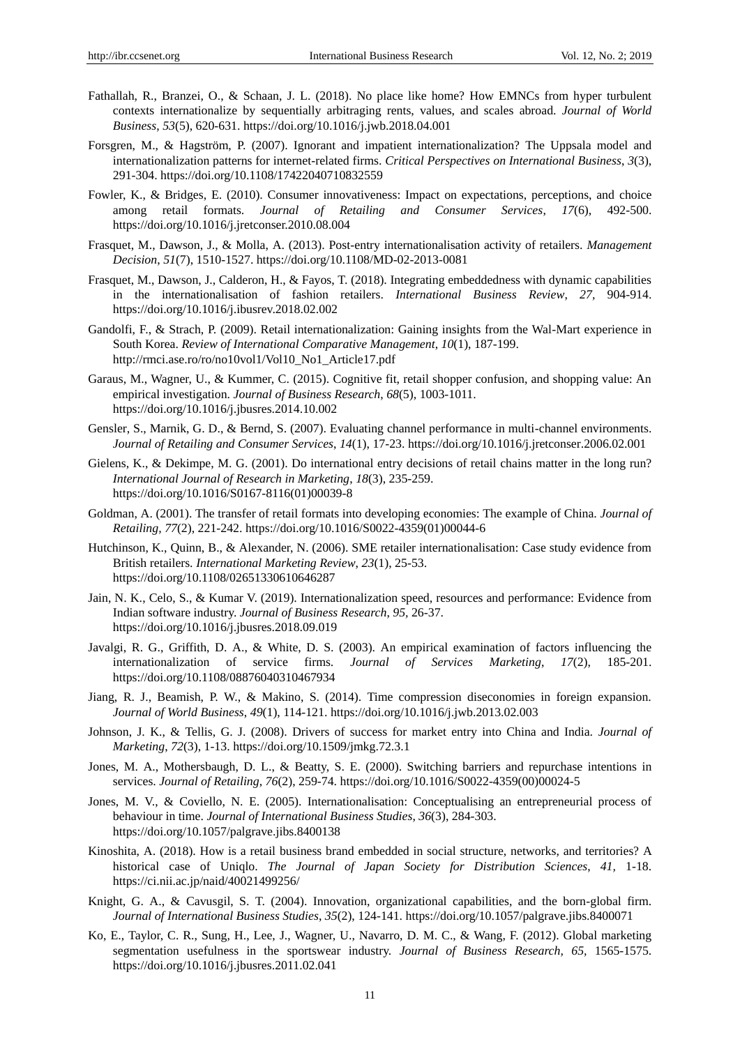Fathallah, R., Branzei, O., & Schaan, J. L. (2018). No place like home? How EMNCs from hyper turbulent contexts internationalize by sequentially arbitraging rents, values, and scales abroad. *Journal of World Business, 53*(5), 620-631. https://doi.org/10.1016/j.jwb.2018.04.001

Forsgren, M., & Hagström, P. (2007). Ignorant and impatient internationalization? The Uppsala model and internationalization patterns for internet-related firms. *Critical Perspectives on International Business*, *3*(3), 291-304. https://doi.org/10.1108/17422040710832559

Fowler, K., & Bridges, E. (2010). Consumer innovativeness: Impact on expectations, perceptions, and choice among retail formats. *Journal of Retailing and Consumer Services*, *17*(6), 492-500. https://doi.org/10.1016/j.jretconser.2010.08.004

Frasquet, M., Dawson, J., & Molla, A. (2013). Post-entry internationalisation activity of retailers. *Management Decision*, *51*(7), 1510-1527. https://doi.org/10.1108/MD-02-2013-0081

Frasquet, M., Dawson, J., Calderon, H., & Fayos, T. (2018). Integrating embeddedness with dynamic capabilities in the internationalisation of fashion retailers. *International Business Review, 27*, 904-914. https://doi.org/10.1016/j.ibusrev.2018.02.002

Gandolfi, F., & Strach, P. (2009). Retail internationalization: Gaining insights from the Wal-Mart experience in South Korea. *Review of International Comparative Management*, *10*(1), 187-199. http://rmci.ase.ro/ro/no10vol1/Vol10_No1_Article17.pdf

Garaus, M., Wagner, U., & Kummer, C. (2015). Cognitive fit, retail shopper confusion, and shopping value: An empirical investigation. *Journal of Business Research*, *68*(5), 1003-1011. https://doi.org/10.1016/j.jbusres.2014.10.002

Gensler, S., Marnik, G. D., & Bernd, S. (2007). Evaluating channel performance in multi-channel environments. *Journal of Retailing and Consumer Services*, *14*(1), 17-23. https://doi.org/10.1016/j.jretconser.2006.02.001

Gielens, K., & Dekimpe, M. G. (2001). Do international entry decisions of retail chains matter in the long run? *International Journal of Research in Marketing*, *18*(3), 235-259. https://doi.org/10.1016/S0167-8116(01)00039-8

Goldman, A. (2001). The transfer of retail formats into developing economies: The example of China. *Journal of Retailing, 77*(2), 221-242. https://doi.org/10.1016/S0022-4359(01)00044-6

Hutchinson, K., Quinn, B., & Alexander, N. (2006). SME retailer internationalisation: Case study evidence from British retailers. *International Marketing Review*, *23*(1), 25-53. https://doi.org/10.1108/02651330610646287

Jain, N. K., Celo, S., & Kumar V. (2019). Internationalization speed, resources and performance: Evidence from Indian software industry. *Journal of Business Research*, *95*, 26-37. https://doi.org/10.1016/j.jbusres.2018.09.019

Javalgi, R. G., Griffith, D. A., & White, D. S. (2003). An empirical examination of factors influencing the internationalization of service firms. *Journal of Services Marketing*, *17*(2), 185-201. https://doi.org/10.1108/08876040310467934

Jiang, R. J., Beamish, P. W., & Makino, S. (2014). Time compression diseconomies in foreign expansion. *Journal of World Business*, *49*(1), 114-121. https://doi.org/10.1016/j.jwb.2013.02.003

Johnson, J. K., & Tellis, G. J. (2008). Drivers of success for market entry into China and India. *Journal of Marketing*, *72*(3), 1-13. https://doi.org/10.1509/jmkg.72.3.1

Jones, M. A., Mothersbaugh, D. L., & Beatty, S. E. (2000). Switching barriers and repurchase intentions in services. *Journal of Retailing*, *76*(2), 259-74. https://doi.org/10.1016/S0022-4359(00)00024-5

Jones, M. V., & Coviello, N. E. (2005). Internationalisation: Conceptualising an entrepreneurial process of behaviour in time. *Journal of International Business Studies*, *36*(3), 284-303. https://doi.org/10.1057/palgrave.jibs.8400138

Kinoshita, A. (2018). How is a retail business brand embedded in social structure, networks, and territories? A historical case of Uniqlo. *The Journal of Japan Society for Distribution Sciences*, *41*, 1-18. https://ci.nii.ac.jp/naid/40021499256/

Knight, G. A., & Cavusgil, S. T. (2004). Innovation, organizational capabilities, and the born-global firm. *Journal of International Business Studies*, *35*(2), 124-141. https://doi.org/10.1057/palgrave.jibs.8400071

Ko, E., Taylor, C. R., Sung, H., Lee, J., Wagner, U., Navarro, D. M. C., & Wang, F. (2012). Global marketing segmentation usefulness in the sportswear industry. *Journal of Business Research, 65*, 1565-1575. https://doi.org/10.1016/j.jbusres.2011.02.041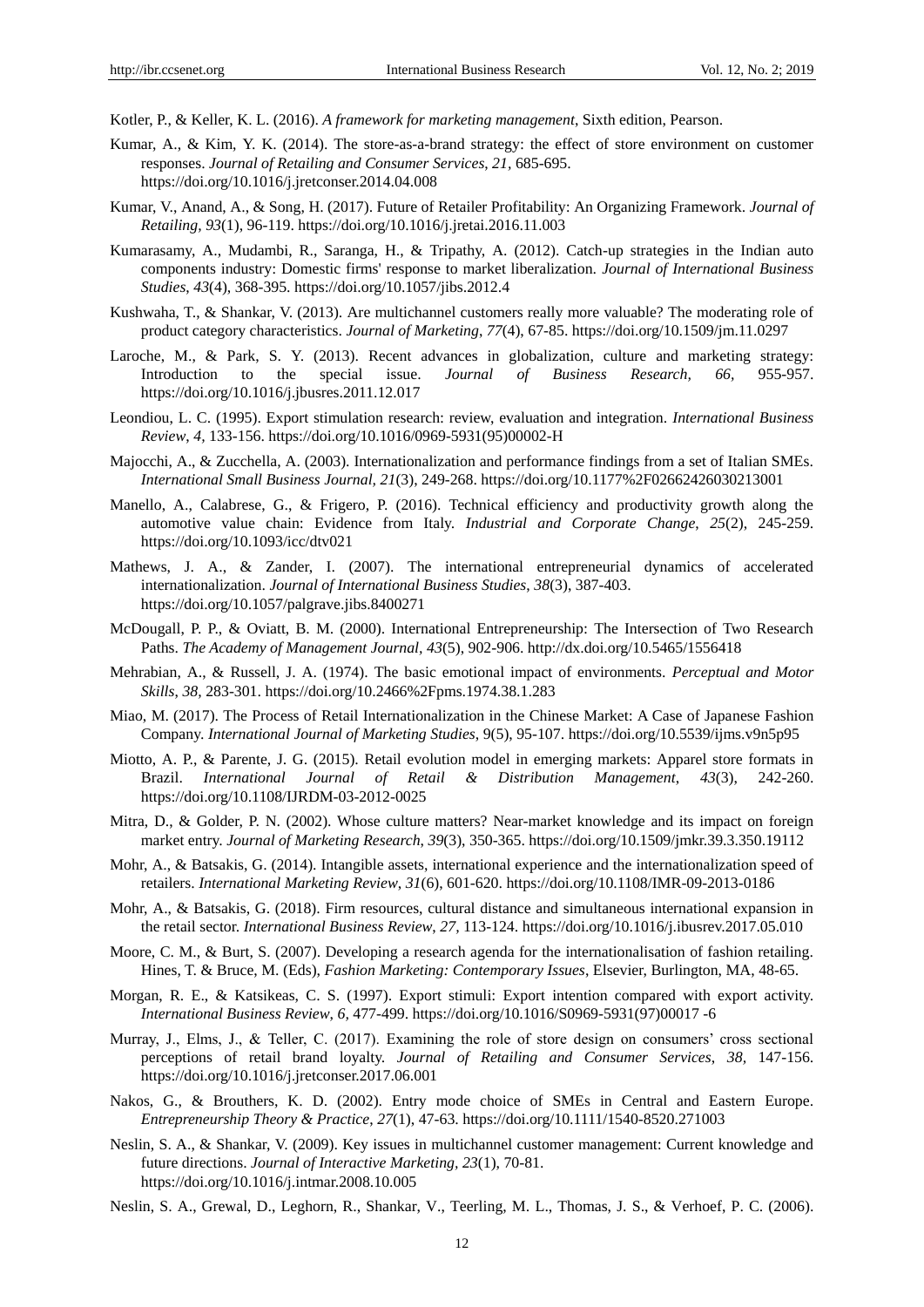Kotler, P., & Keller, K. L. (2016). *A framework for marketing management*, Sixth edition, Pearson.

Kumar, A., & Kim, Y. K. (2014). The store-as-a-brand strategy: the effect of store environment on customer responses. *Journal of Retailing and Consumer Services, 21*, 685-695. https://doi.org/10.1016/j.jretconser.2014.04.008

Kumar, V., Anand, A., & Song, H. (2017). Future of Retailer Profitability: An Organizing Framework. *Journal of Retailing, 93*(1), 96-119. https://doi.org/10.1016/j.jretai.2016.11.003

Kumarasamy, A., Mudambi, R., Saranga, H., & Tripathy, A. (2012). Catch-up strategies in the Indian auto components industry: Domestic firms' response to market liberalization. *Journal of International Business Studies, 43*(4), 368-395. https://doi.org/10.1057/jibs.2012.4

Kushwaha, T., & Shankar, V. (2013). Are multichannel customers really more valuable? The moderating role of product category characteristics. *Journal of Marketing, 77*(4), 67-85. https://doi.org/10.1509/jm.11.0297

Laroche, M., & Park, S. Y. (2013). Recent advances in globalization, culture and marketing strategy: Introduction to the special issue. *Journal of Business Research, 66*, 955-957. https://doi.org/10.1016/j.jbusres.2011.12.017

Leondiou, L. C. (1995). Export stimulation research: review, evaluation and integration. *International Business Review, 4*, 133-156. https://doi.org/10.1016/0969-5931(95)00002-H

Majocchi, A., & Zucchella, A. (2003). Internationalization and performance findings from a set of Italian SMEs. *International Small Business Journal, 21*(3), 249-268. https://doi.org/10.1177%2F02662426030213001

Manello, A., Calabrese, G., & Frigero, P. (2016). Technical efficiency and productivity growth along the automotive value chain: Evidence from Italy. *Industrial and Corporate Change, 25*(2), 245-259. https://doi.org/10.1093/icc/dtv021

Mathews, J. A., & Zander, I. (2007). The international entrepreneurial dynamics of accelerated internationalization. *Journal of International Business Studies, 38*(3), 387-403. https://doi.org/10.1057/palgrave.jibs.8400271

McDougall, P. P., & Oviatt, B. M. (2000). International Entrepreneurship: The Intersection of Two Research Paths. *The Academy of Management Journal, 43*(5), 902-906. http://dx.doi.org/10.5465/1556418

Mehrabian, A., & Russell, J. A. (1974). The basic emotional impact of environments. *Perceptual and Motor Skills, 38*, 283-301. https://doi.org/10.2466%2Fpms.1974.38.1.283

Miao, M. (2017). The Process of Retail Internationalization in the Chinese Market: A Case of Japanese Fashion Company. *International Journal of Marketing Studies*, 9(5), 95-107. https://doi.org/10.5539/ijms.v9n5p95

Miotto, A. P., & Parente, J. G. (2015). Retail evolution model in emerging markets: Apparel store formats in Brazil. *International Journal of Retail & Distribution Management, 43*(3), 242-260. https://doi.org/10.1108/IJRDM-03-2012-0025

Mitra, D., & Golder, P. N. (2002). Whose culture matters? Near-market knowledge and its impact on foreign market entry. *Journal of Marketing Research, 39*(3), 350-365. https://doi.org/10.1509/jmkr.39.3.350.19112

Mohr, A., & Batsakis, G. (2014). Intangible assets, international experience and the internationalization speed of retailers. *International Marketing Review, 31*(6), 601-620. https://doi.org/10.1108/IMR-09-2013-0186

Mohr, A., & Batsakis, G. (2018). Firm resources, cultural distance and simultaneous international expansion in the retail sector. *International Business Review, 27*, 113-124. https://doi.org/10.1016/j.ibusrev.2017.05.010

Moore, C. M., & Burt, S. (2007). Developing a research agenda for the internationalisation of fashion retailing. Hines, T. & Bruce, M. (Eds), *Fashion Marketing: Contemporary Issues*, Elsevier, Burlington, MA, 48-65.

Morgan, R. E., & Katsikeas, C. S. (1997). Export stimuli: Export intention compared with export activity. *International Business Review, 6*, 477-499. https://doi.org/10.1016/S0969-5931(97)00017 -6

Murray, J., Elms, J., & Teller, C. (2017). Examining the role of store design on consumers' cross sectional perceptions of retail brand loyalty. *Journal of Retailing and Consumer Services, 38*, 147-156. https://doi.org/10.1016/j.jretconser.2017.06.001

Nakos, G., & Brouthers, K. D. (2002). Entry mode choice of SMEs in Central and Eastern Europe. *Entrepreneurship Theory & Practice, 27*(1), 47-63. https://doi.org/10.1111/1540-8520.271003

Neslin, S. A., & Shankar, V. (2009). Key issues in multichannel customer management: Current knowledge and future directions. *Journal of Interactive Marketing, 23*(1), 70-81. https://doi.org/10.1016/j.intmar.2008.10.005

Neslin, S. A., Grewal, D., Leghorn, R., Shankar, V., Teerling, M. L., Thomas, J. S., & Verhoef, P. C. (2006).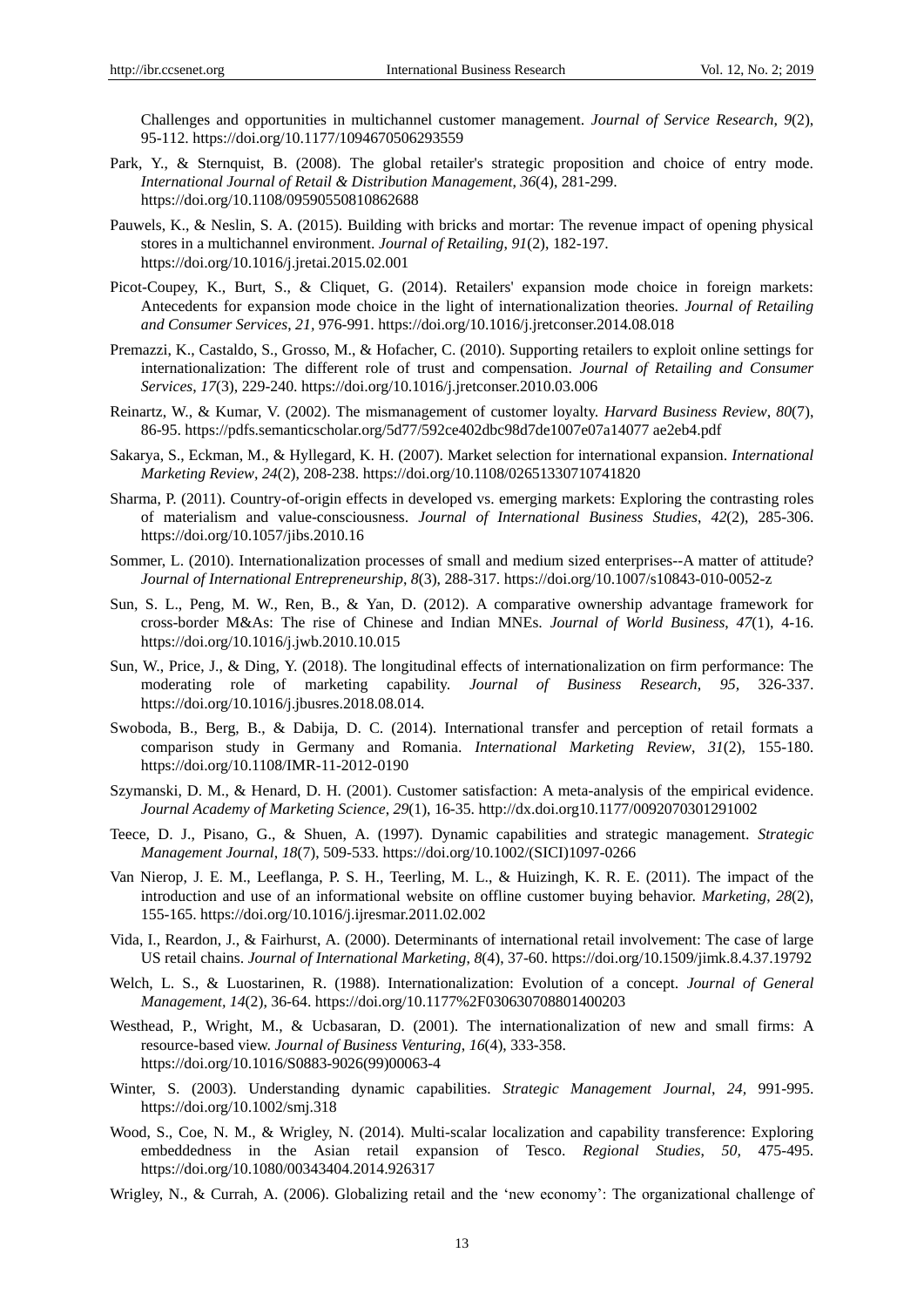Challenges and opportunities in multichannel customer management. *Journal of Service Research*, *9*(2), 95-112. https://doi.org/10.1177/1094670506293559

Park, Y., & Sternquist, B. (2008). The global retailer's strategic proposition and choice of entry mode. *International Journal of Retail & Distribution Management*, *36*(4), 281-299. https://doi.org/10.1108/09590550810862688

Pauwels, K., & Neslin, S. A. (2015). Building with bricks and mortar: The revenue impact of opening physical stores in a multichannel environment. *Journal of Retailing*, *91*(2), 182-197. https://doi.org/10.1016/j.jretai.2015.02.001

Picot-Coupey, K., Burt, S., & Cliquet, G. (2014). Retailers' expansion mode choice in foreign markets: Antecedents for expansion mode choice in the light of internationalization theories. *Journal of Retailing and Consumer Services*, *21*, 976-991. https://doi.org/10.1016/j.jretconser.2014.08.018

Premazzi, K., Castaldo, S., Grosso, M., & Hofacher, C. (2010). Supporting retailers to exploit online settings for internationalization: The different role of trust and compensation. *Journal of Retailing and Consumer Services*, *17*(3), 229-240. https://doi.org/10.1016/j.jretconser.2010.03.006

Reinartz, W., & Kumar, V. (2002). The mismanagement of customer loyalty. *Harvard Business Review*, *80*(7), 86-95. https://pdfs.semanticscholar.org/5d77/592ce402dbc98d7de1007e07a14077 ae2eb4.pdf

Sakarya, S., Eckman, M., & Hyllegard, K. H. (2007). Market selection for international expansion. *International Marketing Review*, *24*(2), 208-238. https://doi.org/10.1108/02651330710741820

Sharma, P. (2011). Country-of-origin effects in developed vs. emerging markets: Exploring the contrasting roles of materialism and value-consciousness. *Journal of International Business Studies*, *42*(2), 285-306. https://doi.org/10.1057/jibs.2010.16

Sommer, L. (2010). Internationalization processes of small and medium sized enterprises--A matter of attitude? *Journal of International Entrepreneurship*, *8*(3), 288-317. https://doi.org/10.1007/s10843-010-0052-z

Sun, S. L., Peng, M. W., Ren, B., & Yan, D. (2012). A comparative ownership advantage framework for cross-border M&As: The rise of Chinese and Indian MNEs. *Journal of World Business*, *47*(1), 4-16. https://doi.org/10.1016/j.jwb.2010.10.015

Sun, W., Price, J., & Ding, Y. (2018). The longitudinal effects of internationalization on firm performance: The moderating role of marketing capability. *Journal of Business Research*, *95*, 326-337. https://doi.org/10.1016/j.jbusres.2018.08.014.

Swoboda, B., Berg, B., & Dabija, D. C. (2014). International transfer and perception of retail formats a comparison study in Germany and Romania. *International Marketing Review*, *31*(2), 155-180. https://doi.org/10.1108/IMR-11-2012-0190

Szymanski, D. M., & Henard, D. H. (2001). Customer satisfaction: A meta-analysis of the empirical evidence. *Journal Academy of Marketing Science*, *29*(1), 16-35. http://dx.doi.org10.1177/0092070301291002

Teece, D. J., Pisano, G., & Shuen, A. (1997). Dynamic capabilities and strategic management. *Strategic Management Journal*, *18*(7), 509-533. https://doi.org/10.1002/(SICI)1097-0266

Van Nierop, J. E. M., Leeflanga, P. S. H., Teerling, M. L., & Huizingh, K. R. E. (2011). The impact of the introduction and use of an informational website on offline customer buying behavior. *Marketing*, *28*(2), 155-165. https://doi.org/10.1016/j.ijresmar.2011.02.002

Vida, I., Reardon, J., & Fairhurst, A. (2000). Determinants of international retail involvement: The case of large US retail chains. *Journal of International Marketing*, *8*(4), 37-60. https://doi.org/10.1509/jimk.8.4.37.19792

Welch, L. S., & Luostarinen, R. (1988). Internationalization: Evolution of a concept. *Journal of General Management*, *14*(2), 36-64. https://doi.org/10.1177%2F030630708801400203

Westhead, P., Wright, M., & Ucbasaran, D. (2001). The internationalization of new and small firms: A resource-based view. *Journal of Business Venturing*, *16*(4), 333-358. https://doi.org/10.1016/S0883-9026(99)00063-4

Winter, S. (2003). Understanding dynamic capabilities. *Strategic Management Journal*, *24*, 991-995. https://doi.org/10.1002/smj.318

Wood, S., Coe, N. M., & Wrigley, N. (2014). Multi-scalar localization and capability transference: Exploring embeddedness in the Asian retail expansion of Tesco. *Regional Studies*, *50*, 475-495. https://doi.org/10.1080/00343404.2014.926317

Wrigley, N., & Currah, A. (2006). Globalizing retail and the 'new economy': The organizational challenge of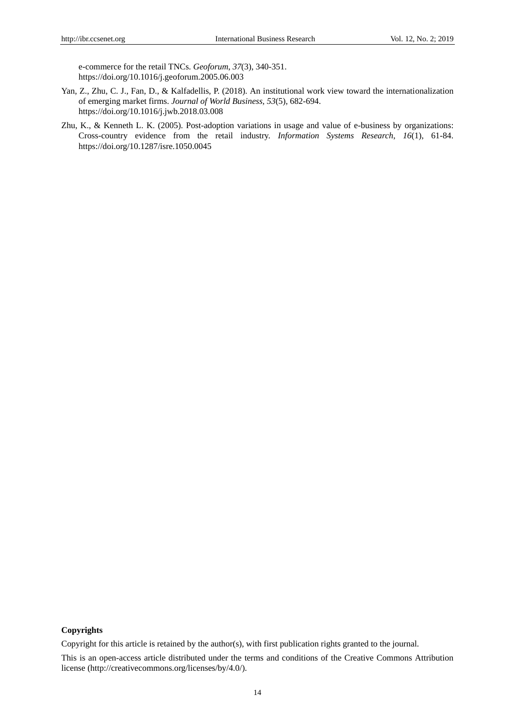e-commerce for the retail TNCs. *Geoforum*, *37*(3), 340-351. https://doi.org/10.1016/j.geoforum.2005.06.003

Yan, Z., Zhu, C. J., Fan, D., & Kalfadellis, P. (2018). An institutional work view toward the internationalization of emerging market firms. *Journal of World Business, 53*(5), 682-694. https://doi.org/10.1016/j.jwb.2018.03.008

Zhu, K., & Kenneth L. K. (2005). Post-adoption variations in usage and value of e-business by organizations: Cross-country evidence from the retail industry. *Information Systems Research, 16*(1), 61-84. https://doi.org/10.1287/isre.1050.0045

**Copyrights**

Copyright for this article is retained by the author(s), with first publication rights granted to the journal.

This is an open-access article distributed under the terms and conditions of the Creative Commons Attribution license (http://creativecommons.org/licenses/by/4.0/).